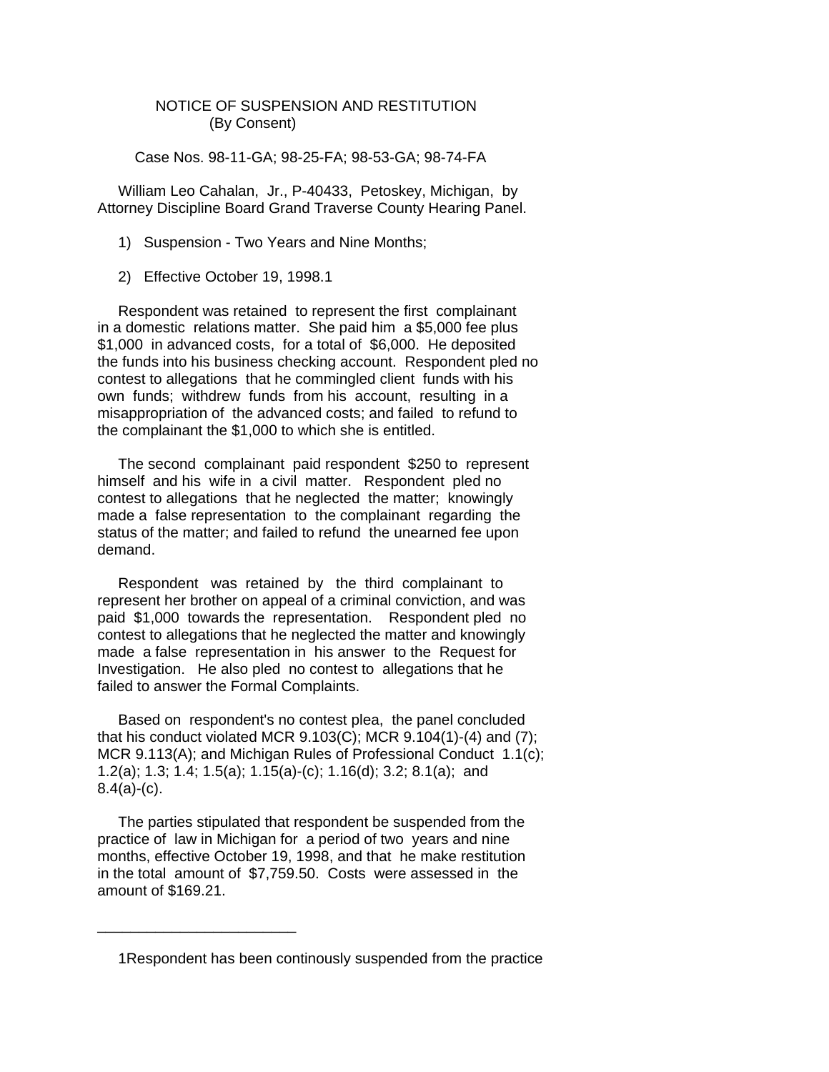NOTICE OF SUSPENSION AND RESTITUTION
(By Consent)

Case Nos. 98-11-GA; 98-25-FA; 98-53-GA; 98-74-FA

William Leo Cahalan, Jr., P-40433, Petoskey, Michigan, by Attorney Discipline Board Grand Traverse County Hearing Panel.

1) Suspension - Two Years and Nine Months;

2) Effective October 19, 1998.[1]

Respondent was retained to represent the first complainant in a domestic relations matter. She paid him a $5,000 fee plus $1,000 in advanced costs, for a total of $6,000. He deposited the funds into his business checking account. Respondent pled no contest to allegations that he commingled client funds with his own funds; withdrew funds from his account, resulting in a misappropriation of the advanced costs; and failed to refund to the complainant the $1,000 to which she is entitled.

The second complainant paid respondent $250 to represent himself and his wife in a civil matter. Respondent pled no contest to allegations that he neglected the matter; knowingly made a false representation to the complainant regarding the status of the matter; and failed to refund the unearned fee upon demand.

Respondent was retained by the third complainant to represent her brother on appeal of a criminal conviction, and was paid $1,000 towards the representation. Respondent pled no contest to allegations that he neglected the matter and knowingly made a false representation in his answer to the Request for Investigation. He also pled no contest to allegations that he failed to answer the Formal Complaints.

Based on respondent's no contest plea, the panel concluded that his conduct violated MCR 9.103(C); MCR 9.104(1)-(4) and (7); MCR 9.113(A); and Michigan Rules of Professional Conduct 1.1(c); 1.2(a); 1.3; 1.4; 1.5(a); 1.15(a)-(c); 1.16(d); 3.2; 8.1(a); and 8.4(a)-(c).

The parties stipulated that respondent be suspended from the practice of law in Michigan for a period of two years and nine months, effective October 19, 1998, and that he make restitution in the total amount of $7,759.50. Costs were assessed in the amount of $169.21.

---

[1]Respondent has been continously suspended from the practice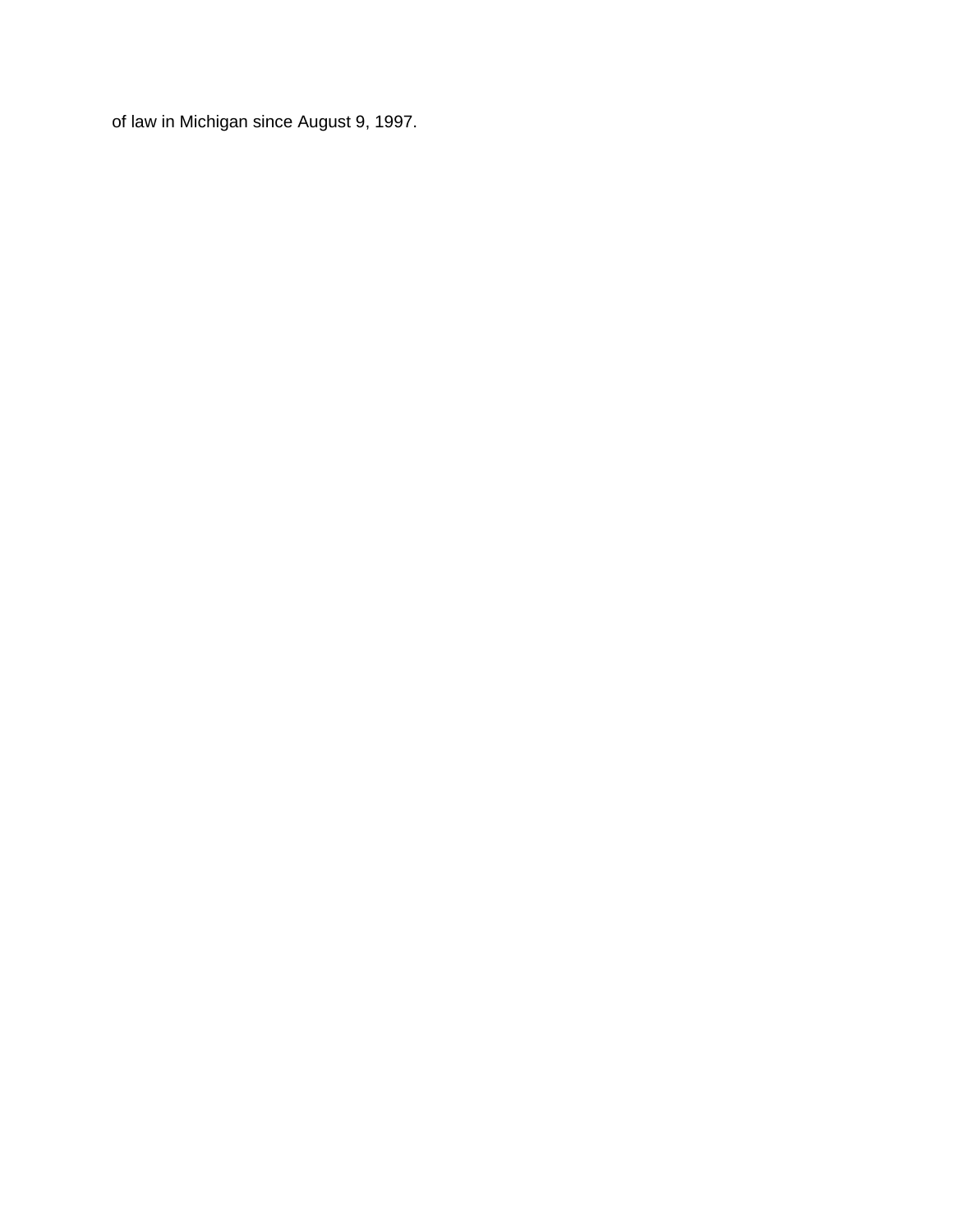of law in Michigan since August 9, 1997.